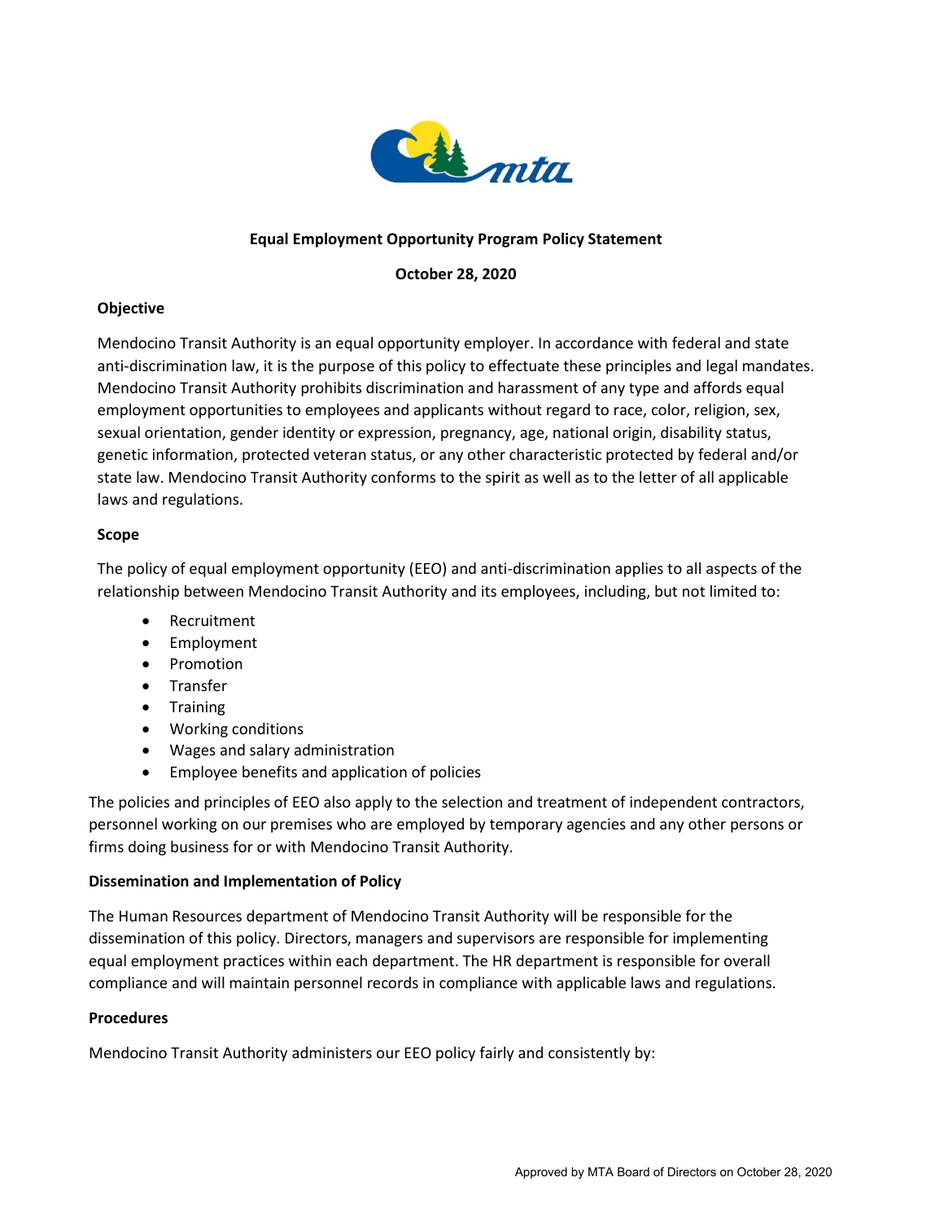# Equal Employment Opportunity Program Policy Statement

**October 28, 2020**

## Objective

Mendocino Transit Authority is an equal opportunity employer. In accordance with federal and state anti-discrimination law, it is the purpose of this policy to effectuate these principles and legal mandates. Mendocino Transit Authority prohibits discrimination and harassment of any type and affords equal employment opportunities to employees and applicants without regard to race, color, religion, sex, sexual orientation, gender identity or expression, pregnancy, age, national origin, disability status, genetic information, protected veteran status, or any other characteristic protected by federal and/or state law. Mendocino Transit Authority conforms to the spirit as well as to the letter of all applicable laws and regulations.

## Scope

The policy of equal employment opportunity (EEO) and anti-discrimination applies to all aspects of the relationship between Mendocino Transit Authority and its employees, including, but not limited to:

- Recruitment
- Employment
- Promotion
- Transfer
- Training
- Working conditions
- Wages and salary administration
- Employee benefits and application of policies

The policies and principles of EEO also apply to the selection and treatment of independent contractors, personnel working on our premises who are employed by temporary agencies and any other persons or firms doing business for or with Mendocino Transit Authority.

## Dissemination and Implementation of Policy

The Human Resources department of Mendocino Transit Authority will be responsible for the dissemination of this policy. Directors, managers and supervisors are responsible for implementing equal employment practices within each department. The HR department is responsible for overall compliance and will maintain personnel records in compliance with applicable laws and regulations.

## Procedures

Mendocino Transit Authority administers our EEO policy fairly and consistently by: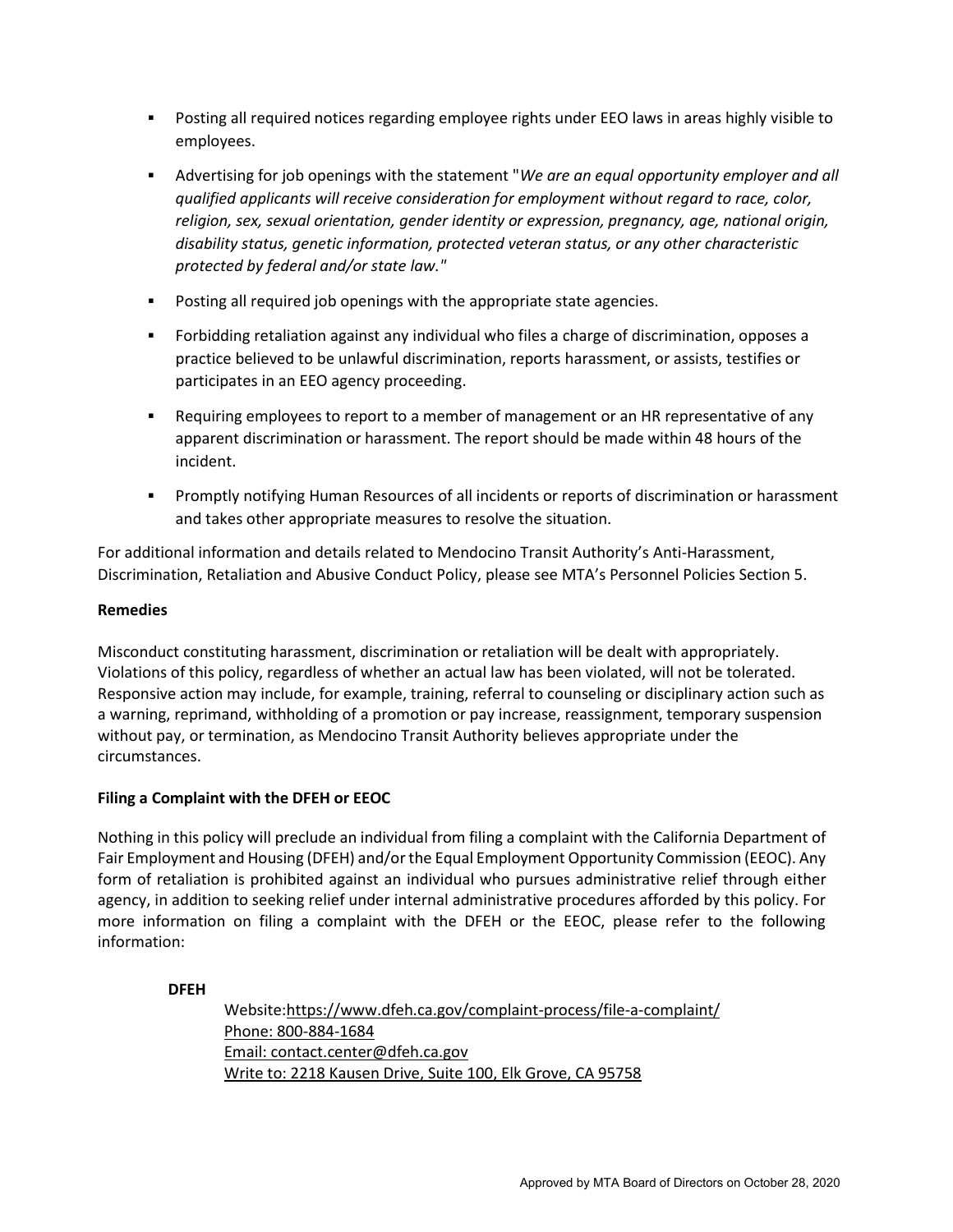- Posting all required notices regarding employee rights under EEO laws in areas highly visible to employees.
- Advertising for job openings with the statement "*We are an equal opportunity employer and all qualified applicants will receive consideration for employment without regard to race, color, religion, sex, sexual orientation, gender identity or expression, pregnancy, age, national origin, disability status, genetic information, protected veteran status, or any other characteristic protected by federal and/or state law.*"
- Posting all required job openings with the appropriate state agencies.
- Forbidding retaliation against any individual who files a charge of discrimination, opposes a practice believed to be unlawful discrimination, reports harassment, or assists, testifies or participates in an EEO agency proceeding.
- Requiring employees to report to a member of management or an HR representative of any apparent discrimination or harassment. The report should be made within 48 hours of the incident.
- Promptly notifying Human Resources of all incidents or reports of discrimination or harassment and takes other appropriate measures to resolve the situation.

For additional information and details related to Mendocino Transit Authority's Anti-Harassment, Discrimination, Retaliation and Abusive Conduct Policy, please see MTA's Personnel Policies Section 5.

**Remedies**

Misconduct constituting harassment, discrimination or retaliation will be dealt with appropriately. Violations of this policy, regardless of whether an actual law has been violated, will not be tolerated. Responsive action may include, for example, training, referral to counseling or disciplinary action such as a warning, reprimand, withholding of a promotion or pay increase, reassignment, temporary suspension without pay, or termination, as Mendocino Transit Authority believes appropriate under the circumstances.

**Filing a Complaint with the DFEH or EEOC**

Nothing in this policy will preclude an individual from filing a complaint with the California Department of Fair Employment and Housing (DFEH) and/or the Equal Employment Opportunity Commission (EEOC). Any form of retaliation is prohibited against an individual who pursues administrative relief through either agency, in addition to seeking relief under internal administrative procedures afforded by this policy. For more information on filing a complaint with the DFEH or the EEOC, please refer to the following information:

**DFEH**

Website: https://www.dfeh.ca.gov/complaint-process/file-a-complaint/
Phone: 800-884-1684
Email: contact.center@dfeh.ca.gov
Write to: 2218 Kausen Drive, Suite 100, Elk Grove, CA 95758

Approved by MTA Board of Directors on October 28, 2020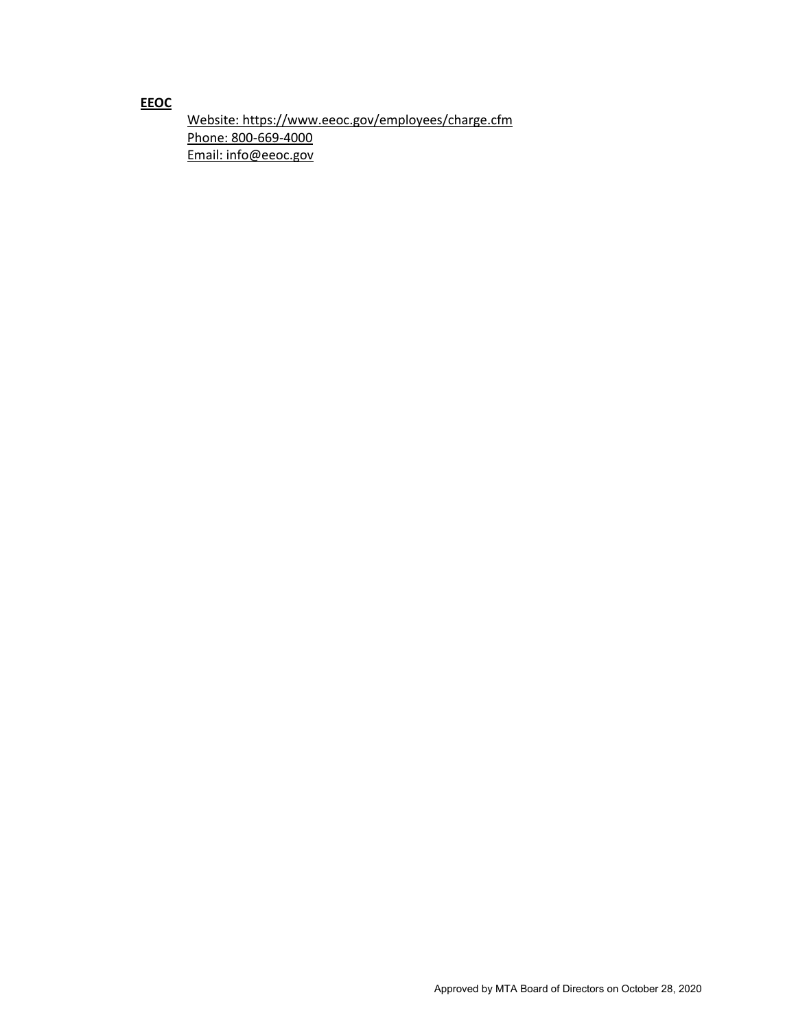**EEOC**

Website: https://www.eeoc.gov/employees/charge.cfm
Phone: 800-669-4000
Email: info@eeoc.gov

Approved by MTA Board of Directors on October 28, 2020